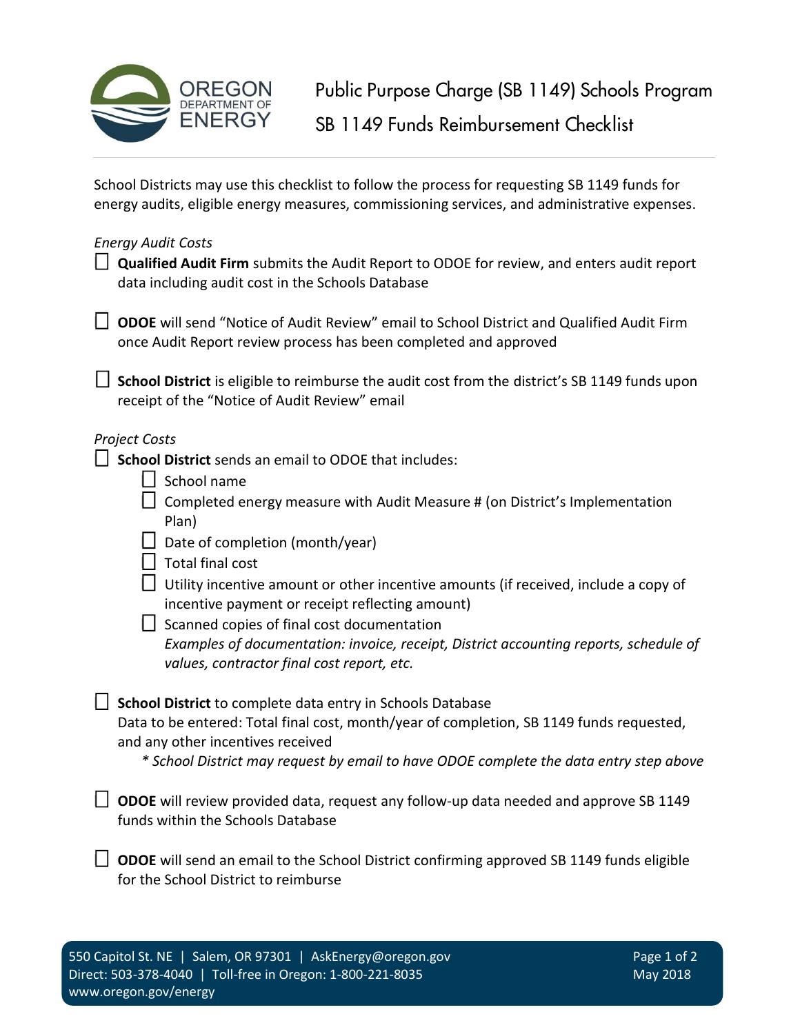# Public Purpose Charge (SB 1149) Schools Program

## SB 1149 Funds Reimbursement Checklist

School Districts may use this checklist to follow the process for requesting SB 1149 funds for energy audits, eligible energy measures, commissioning services, and administrative expenses.

*Energy Audit Costs*

- ☐ **Qualified Audit Firm** submits the Audit Report to ODOE for review, and enters audit report data including audit cost in the Schools Database
- ☐ **ODOE** will send "Notice of Audit Review" email to School District and Qualified Audit Firm once Audit Report review process has been completed and approved
- ☐ **School District** is eligible to reimburse the audit cost from the district's SB 1149 funds upon receipt of the "Notice of Audit Review" email

*Project Costs*

- ☐ **School District** sends an email to ODOE that includes:
    - ☐ School name
    - ☐ Completed energy measure with Audit Measure # (on District's Implementation Plan)
    - ☐ Date of completion (month/year)
    - ☐ Total final cost
    - ☐ Utility incentive amount or other incentive amounts (if received, include a copy of incentive payment or receipt reflecting amount)
    - ☐ Scanned copies of final cost documentation
      *Examples of documentation: invoice, receipt, District accounting reports, schedule of values, contractor final cost report, etc.*
- ☐ **School District** to complete data entry in Schools Database
  Data to be entered: Total final cost, month/year of completion, SB 1149 funds requested, and any other incentives received
  *\* School District may request by email to have ODOE complete the data entry step above*
- ☐ **ODOE** will review provided data, request any follow-up data needed and approve SB 1149 funds within the Schools Database
- ☐ **ODOE** will send an email to the School District confirming approved SB 1149 funds eligible for the School District to reimburse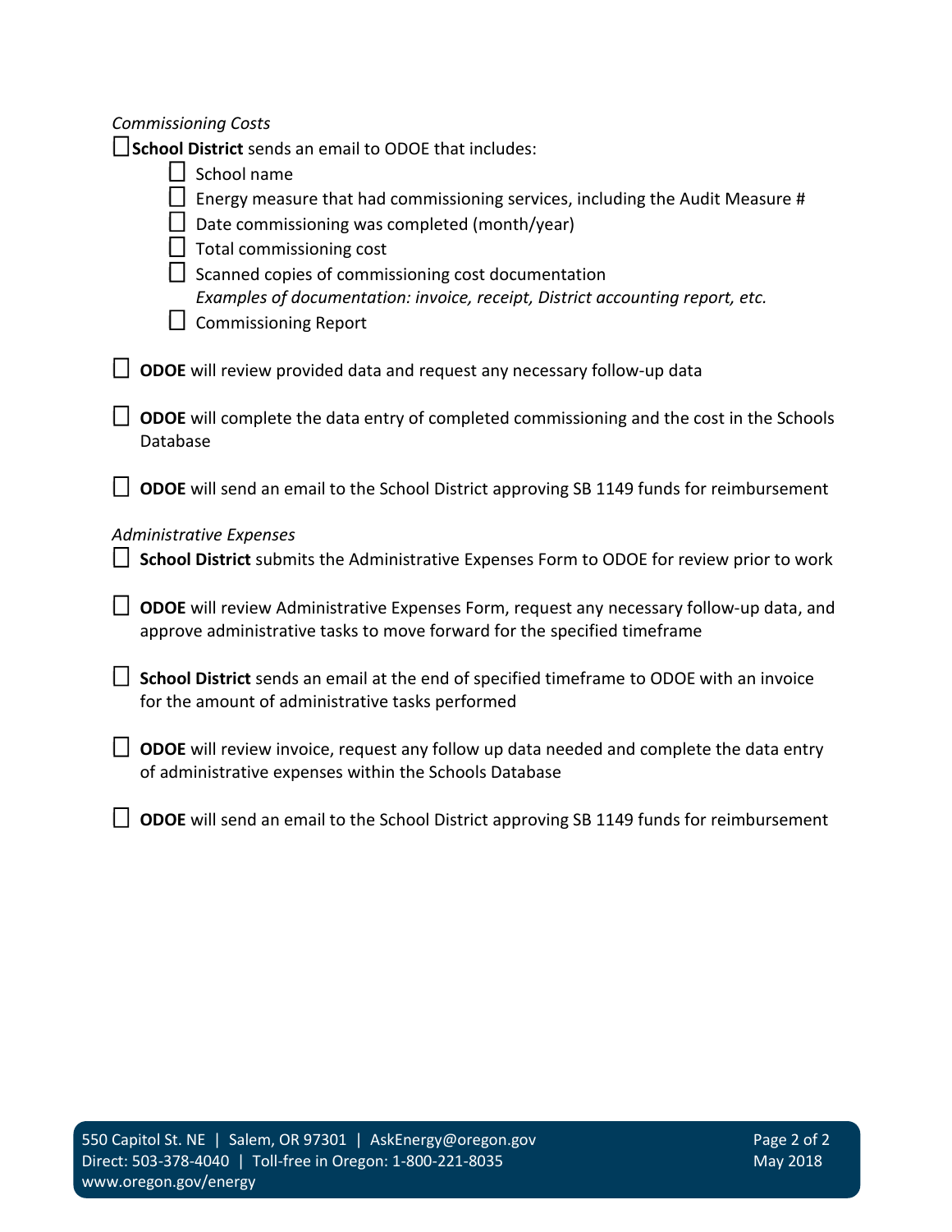*Commissioning Costs*

- [ ] **School District** sends an email to ODOE that includes:
  - [ ] School name
  - [ ] Energy measure that had commissioning services, including the Audit Measure #
  - [ ] Date commissioning was completed (month/year)
  - [ ] Total commissioning cost
  - [ ] Scanned copies of commissioning cost documentation
    *Examples of documentation: invoice, receipt, District accounting report, etc.*
  - [ ] Commissioning Report

- [ ] **ODOE** will review provided data and request any necessary follow-up data

- [ ] **ODOE** will complete the data entry of completed commissioning and the cost in the Schools Database

- [ ] **ODOE** will send an email to the School District approving SB 1149 funds for reimbursement

*Administrative Expenses*

- [ ] **School District** submits the Administrative Expenses Form to ODOE for review prior to work

- [ ] **ODOE** will review Administrative Expenses Form, request any necessary follow-up data, and approve administrative tasks to move forward for the specified timeframe

- [ ] **School District** sends an email at the end of specified timeframe to ODOE with an invoice for the amount of administrative tasks performed

- [ ] **ODOE** will review invoice, request any follow up data needed and complete the data entry of administrative expenses within the Schools Database

- [ ] **ODOE** will send an email to the School District approving SB 1149 funds for reimbursement

550 Capitol St. NE | Salem, OR 97301 | AskEnergy@oregon.gov
Direct: 503-378-4040 | Toll-free in Oregon: 1-800-221-8035
www.oregon.gov/energy

May 2018